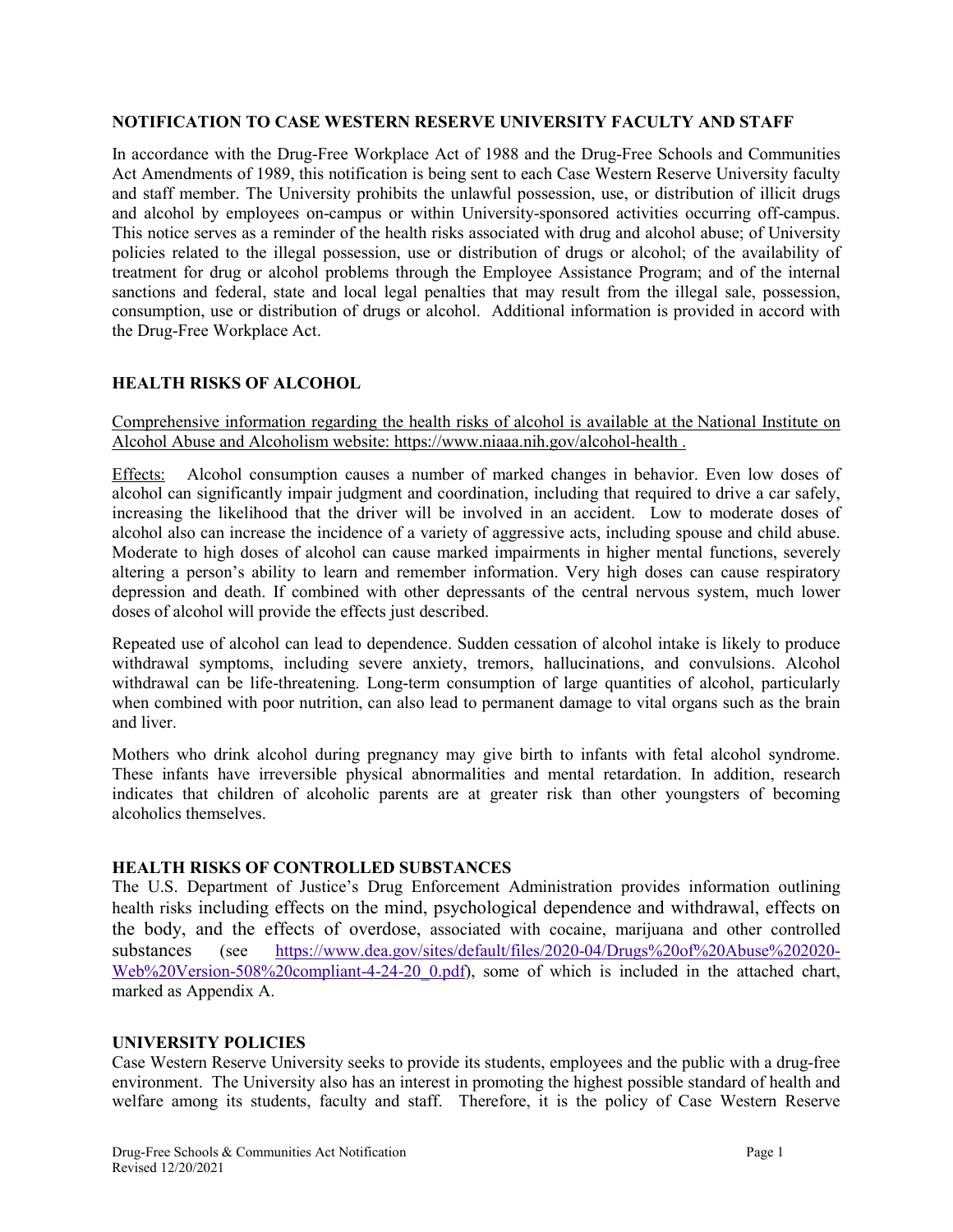## NOTIFICATION TO CASE WESTERN RESERVE UNIVERSITY FACULTY AND STAFF

In accordance with the Drug-Free Workplace Act of 1988 and the Drug-Free Schools and Communities Act Amendments of 1989, this notification is being sent to each Case Western Reserve University faculty and staff member. The University prohibits the unlawful possession, use, or distribution of illicit drugs and alcohol by employees on-campus or within University-sponsored activities occurring off-campus. This notice serves as a reminder of the health risks associated with drug and alcohol abuse; of University policies related to the illegal possession, use or distribution of drugs or alcohol; of the availability of treatment for drug or alcohol problems through the Employee Assistance Program; and of the internal sanctions and federal, state and local legal penalties that may result from the illegal sale, possession, consumption, use or distribution of drugs or alcohol. Additional information is provided in accord with the Drug-Free Workplace Act.

## HEALTH RISKS OF ALCOHOL

Comprehensive information regarding the health risks of alcohol is available at the National Institute on Alcohol Abuse and Alcoholism website: https://www.niaaa.nih.gov/alcohol-health .

Effects: Alcohol consumption causes a number of marked changes in behavior. Even low doses of alcohol can significantly impair judgment and coordination, including that required to drive a car safely, increasing the likelihood that the driver will be involved in an accident. Low to moderate doses of alcohol also can increase the incidence of a variety of aggressive acts, including spouse and child abuse. Moderate to high doses of alcohol can cause marked impairments in higher mental functions, severely altering a person's ability to learn and remember information. Very high doses can cause respiratory depression and death. If combined with other depressants of the central nervous system, much lower doses of alcohol will provide the effects just described.

Repeated use of alcohol can lead to dependence. Sudden cessation of alcohol intake is likely to produce withdrawal symptoms, including severe anxiety, tremors, hallucinations, and convulsions. Alcohol withdrawal can be life-threatening. Long-term consumption of large quantities of alcohol, particularly when combined with poor nutrition, can also lead to permanent damage to vital organs such as the brain and liver.

Mothers who drink alcohol during pregnancy may give birth to infants with fetal alcohol syndrome. These infants have irreversible physical abnormalities and mental retardation. In addition, research indicates that children of alcoholic parents are at greater risk than other youngsters of becoming alcoholics themselves.

## HEALTH RISKS OF CONTROLLED SUBSTANCES

The U.S. Department of Justice's Drug Enforcement Administration provides information outlining health risks including effects on the mind, psychological dependence and withdrawal, effects on the body, and the effects of overdose, associated with cocaine, marijuana and other controlled substances (see https://www.dea.gov/sites/default/files/2020-04/Drugs%20of%20Abuse%202020-Web%20Version-508%20compliant-4-24-20_0.pdf), some of which is included in the attached chart, marked as Appendix A.

## UNIVERSITY POLICIES

Case Western Reserve University seeks to provide its students, employees and the public with a drug-free environment. The University also has an interest in promoting the highest possible standard of health and welfare among its students, faculty and staff. Therefore, it is the policy of Case Western Reserve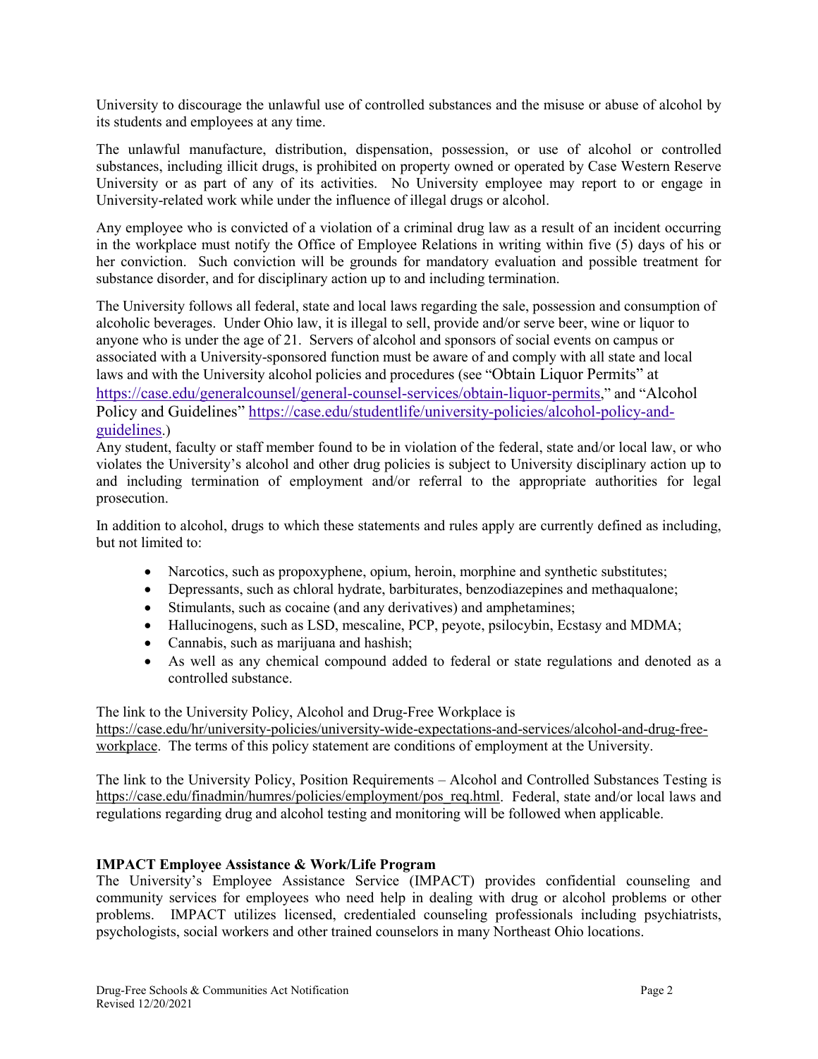University to discourage the unlawful use of controlled substances and the misuse or abuse of alcohol by its students and employees at any time.

The unlawful manufacture, distribution, dispensation, possession, or use of alcohol or controlled substances, including illicit drugs, is prohibited on property owned or operated by Case Western Reserve University or as part of any of its activities. No University employee may report to or engage in University-related work while under the influence of illegal drugs or alcohol.

Any employee who is convicted of a violation of a criminal drug law as a result of an incident occurring in the workplace must notify the Office of Employee Relations in writing within five (5) days of his or her conviction. Such conviction will be grounds for mandatory evaluation and possible treatment for substance disorder, and for disciplinary action up to and including termination.

The University follows all federal, state and local laws regarding the sale, possession and consumption of alcoholic beverages. Under Ohio law, it is illegal to sell, provide and/or serve beer, wine or liquor to anyone who is under the age of 21. Servers of alcohol and sponsors of social events on campus or associated with a University-sponsored function must be aware of and comply with all state and local laws and with the University alcohol policies and procedures (see "Obtain Liquor Permits" at https://case.edu/generalcounsel/general-counsel-services/obtain-liquor-permits," and "Alcohol Policy and Guidelines" https://case.edu/studentlife/university-policies/alcohol-policy-and-guidelines.)

Any student, faculty or staff member found to be in violation of the federal, state and/or local law, or who violates the University's alcohol and other drug policies is subject to University disciplinary action up to and including termination of employment and/or referral to the appropriate authorities for legal prosecution.

In addition to alcohol, drugs to which these statements and rules apply are currently defined as including, but not limited to:

- Narcotics, such as propoxyphene, opium, heroin, morphine and synthetic substitutes;
- Depressants, such as chloral hydrate, barbiturates, benzodiazepines and methaqualone;
- Stimulants, such as cocaine (and any derivatives) and amphetamines;
- Hallucinogens, such as LSD, mescaline, PCP, peyote, psilocybin, Ecstasy and MDMA;
- Cannabis, such as marijuana and hashish;
- As well as any chemical compound added to federal or state regulations and denoted as a controlled substance.

The link to the University Policy, Alcohol and Drug-Free Workplace is https://case.edu/hr/university-policies/university-wide-expectations-and-services/alcohol-and-drug-free-workplace. The terms of this policy statement are conditions of employment at the University.

The link to the University Policy, Position Requirements – Alcohol and Controlled Substances Testing is https://case.edu/finadmin/humres/policies/employment/pos_req.html. Federal, state and/or local laws and regulations regarding drug and alcohol testing and monitoring will be followed when applicable.

**IMPACT Employee Assistance & Work/Life Program**

The University's Employee Assistance Service (IMPACT) provides confidential counseling and community services for employees who need help in dealing with drug or alcohol problems or other problems. IMPACT utilizes licensed, credentialed counseling professionals including psychiatrists, psychologists, social workers and other trained counselors in many Northeast Ohio locations.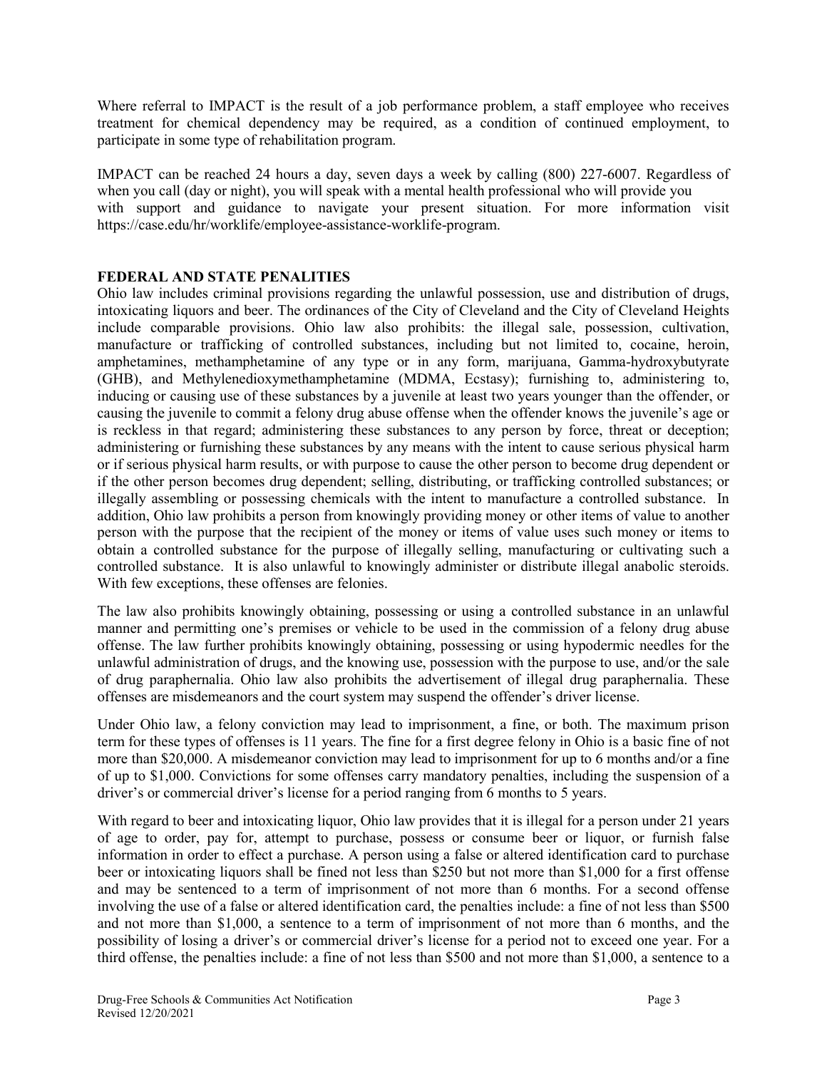Where referral to IMPACT is the result of a job performance problem, a staff employee who receives treatment for chemical dependency may be required, as a condition of continued employment, to participate in some type of rehabilitation program.

IMPACT can be reached 24 hours a day, seven days a week by calling (800) 227-6007. Regardless of when you call (day or night), you will speak with a mental health professional who will provide you with support and guidance to navigate your present situation. For more information visit https://case.edu/hr/worklife/employee-assistance-worklife-program.

## FEDERAL AND STATE PENALITIES

Ohio law includes criminal provisions regarding the unlawful possession, use and distribution of drugs, intoxicating liquors and beer. The ordinances of the City of Cleveland and the City of Cleveland Heights include comparable provisions. Ohio law also prohibits: the illegal sale, possession, cultivation, manufacture or trafficking of controlled substances, including but not limited to, cocaine, heroin, amphetamines, methamphetamine of any type or in any form, marijuana, Gamma-hydroxybutyrate (GHB), and Methylenedioxymethamphetamine (MDMA, Ecstasy); furnishing to, administering to, inducing or causing use of these substances by a juvenile at least two years younger than the offender, or causing the juvenile to commit a felony drug abuse offense when the offender knows the juvenile's age or is reckless in that regard; administering these substances to any person by force, threat or deception; administering or furnishing these substances by any means with the intent to cause serious physical harm or if serious physical harm results, or with purpose to cause the other person to become drug dependent or if the other person becomes drug dependent; selling, distributing, or trafficking controlled substances; or illegally assembling or possessing chemicals with the intent to manufacture a controlled substance. In addition, Ohio law prohibits a person from knowingly providing money or other items of value to another person with the purpose that the recipient of the money or items of value uses such money or items to obtain a controlled substance for the purpose of illegally selling, manufacturing or cultivating such a controlled substance. It is also unlawful to knowingly administer or distribute illegal anabolic steroids. With few exceptions, these offenses are felonies.

The law also prohibits knowingly obtaining, possessing or using a controlled substance in an unlawful manner and permitting one's premises or vehicle to be used in the commission of a felony drug abuse offense. The law further prohibits knowingly obtaining, possessing or using hypodermic needles for the unlawful administration of drugs, and the knowing use, possession with the purpose to use, and/or the sale of drug paraphernalia. Ohio law also prohibits the advertisement of illegal drug paraphernalia. These offenses are misdemeanors and the court system may suspend the offender's driver license.

Under Ohio law, a felony conviction may lead to imprisonment, a fine, or both. The maximum prison term for these types of offenses is 11 years. The fine for a first degree felony in Ohio is a basic fine of not more than $20,000. A misdemeanor conviction may lead to imprisonment for up to 6 months and/or a fine of up to $1,000. Convictions for some offenses carry mandatory penalties, including the suspension of a driver's or commercial driver's license for a period ranging from 6 months to 5 years.

With regard to beer and intoxicating liquor, Ohio law provides that it is illegal for a person under 21 years of age to order, pay for, attempt to purchase, possess or consume beer or liquor, or furnish false information in order to effect a purchase. A person using a false or altered identification card to purchase beer or intoxicating liquors shall be fined not less than $250 but not more than $1,000 for a first offense and may be sentenced to a term of imprisonment of not more than 6 months. For a second offense involving the use of a false or altered identification card, the penalties include: a fine of not less than $500 and not more than $1,000, a sentence to a term of imprisonment of not more than 6 months, and the possibility of losing a driver's or commercial driver's license for a period not to exceed one year. For a third offense, the penalties include: a fine of not less than $500 and not more than $1,000, a sentence to a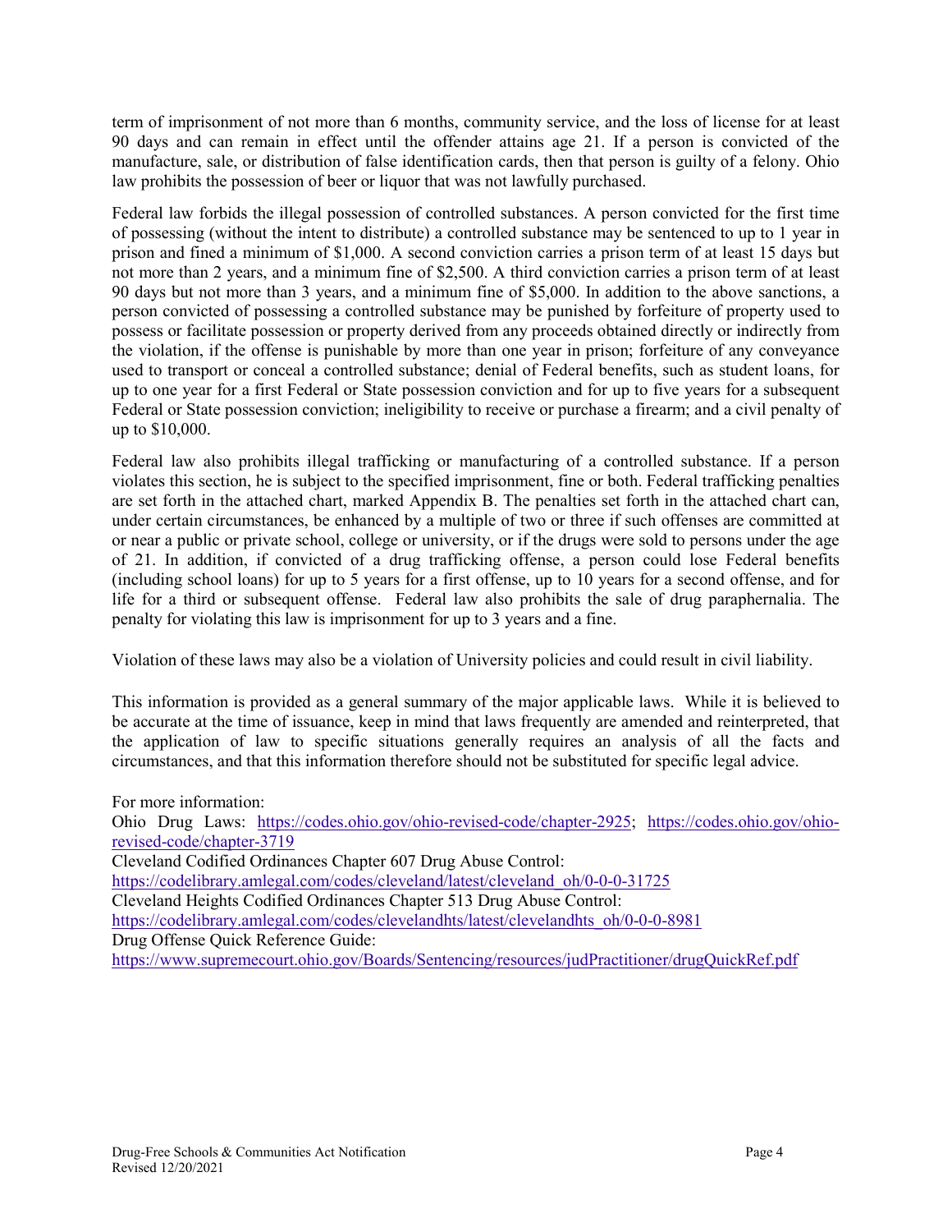term of imprisonment of not more than 6 months, community service, and the loss of license for at least 90 days and can remain in effect until the offender attains age 21. If a person is convicted of the manufacture, sale, or distribution of false identification cards, then that person is guilty of a felony. Ohio law prohibits the possession of beer or liquor that was not lawfully purchased.

Federal law forbids the illegal possession of controlled substances. A person convicted for the first time of possessing (without the intent to distribute) a controlled substance may be sentenced to up to 1 year in prison and fined a minimum of $1,000. A second conviction carries a prison term of at least 15 days but not more than 2 years, and a minimum fine of $2,500. A third conviction carries a prison term of at least 90 days but not more than 3 years, and a minimum fine of $5,000. In addition to the above sanctions, a person convicted of possessing a controlled substance may be punished by forfeiture of property used to possess or facilitate possession or property derived from any proceeds obtained directly or indirectly from the violation, if the offense is punishable by more than one year in prison; forfeiture of any conveyance used to transport or conceal a controlled substance; denial of Federal benefits, such as student loans, for up to one year for a first Federal or State possession conviction and for up to five years for a subsequent Federal or State possession conviction; ineligibility to receive or purchase a firearm; and a civil penalty of up to $10,000.

Federal law also prohibits illegal trafficking or manufacturing of a controlled substance. If a person violates this section, he is subject to the specified imprisonment, fine or both. Federal trafficking penalties are set forth in the attached chart, marked Appendix B. The penalties set forth in the attached chart can, under certain circumstances, be enhanced by a multiple of two or three if such offenses are committed at or near a public or private school, college or university, or if the drugs were sold to persons under the age of 21. In addition, if convicted of a drug trafficking offense, a person could lose Federal benefits (including school loans) for up to 5 years for a first offense, up to 10 years for a second offense, and for life for a third or subsequent offense. Federal law also prohibits the sale of drug paraphernalia. The penalty for violating this law is imprisonment for up to 3 years and a fine.

Violation of these laws may also be a violation of University policies and could result in civil liability.

This information is provided as a general summary of the major applicable laws. While it is believed to be accurate at the time of issuance, keep in mind that laws frequently are amended and reinterpreted, that the application of law to specific situations generally requires an analysis of all the facts and circumstances, and that this information therefore should not be substituted for specific legal advice.

For more information:
Ohio Drug Laws: https://codes.ohio.gov/ohio-revised-code/chapter-2925; https://codes.ohio.gov/ohio-revised-code/chapter-3719
Cleveland Codified Ordinances Chapter 607 Drug Abuse Control:
https://codelibrary.amlegal.com/codes/cleveland/latest/cleveland_oh/0-0-0-31725
Cleveland Heights Codified Ordinances Chapter 513 Drug Abuse Control:
https://codelibrary.amlegal.com/codes/clevelandhts/latest/clevelandhts_oh/0-0-0-8981
Drug Offense Quick Reference Guide:
https://www.supremecourt.ohio.gov/Boards/Sentencing/resources/judPractitioner/drugQuickRef.pdf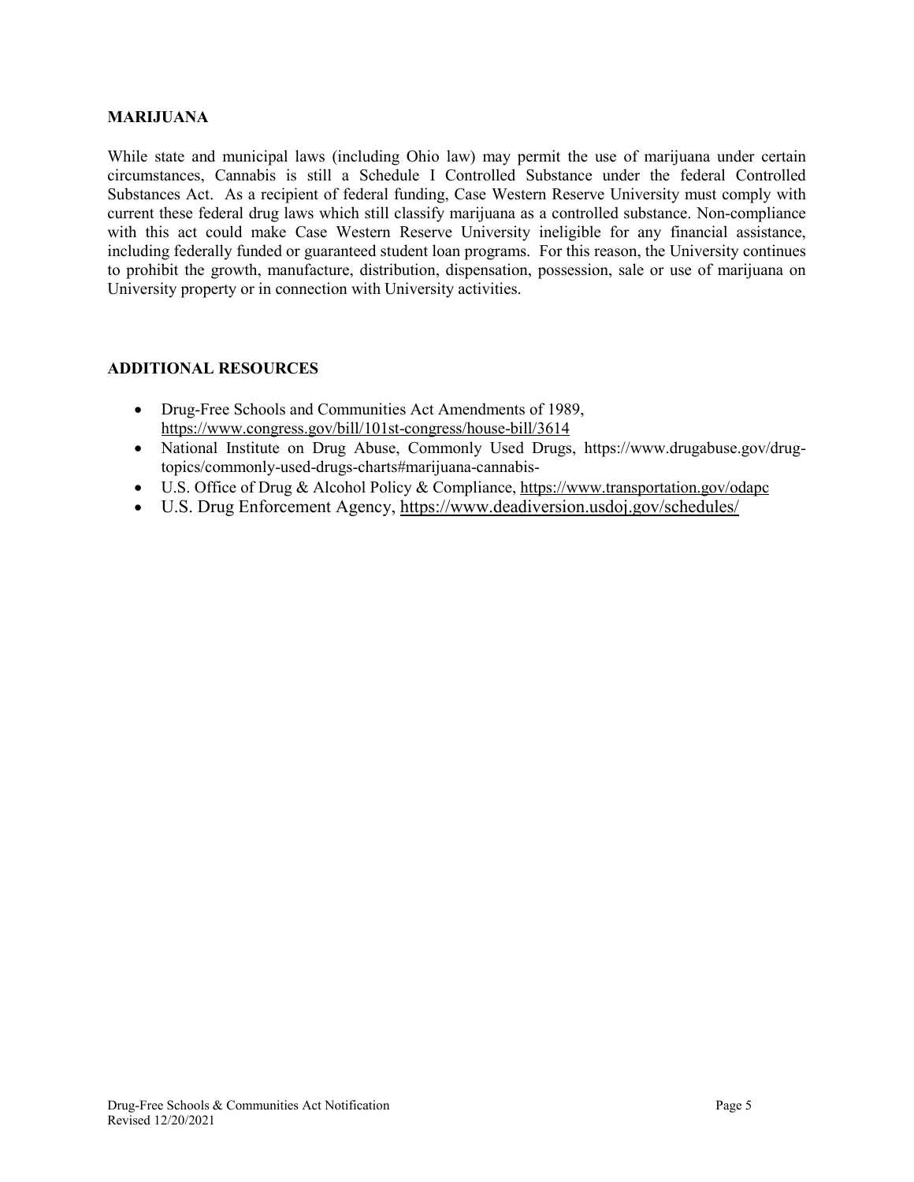## MARIJUANA

While state and municipal laws (including Ohio law) may permit the use of marijuana under certain circumstances, Cannabis is still a Schedule I Controlled Substance under the federal Controlled Substances Act. As a recipient of federal funding, Case Western Reserve University must comply with current these federal drug laws which still classify marijuana as a controlled substance. Non-compliance with this act could make Case Western Reserve University ineligible for any financial assistance, including federally funded or guaranteed student loan programs. For this reason, the University continues to prohibit the growth, manufacture, distribution, dispensation, possession, sale or use of marijuana on University property or in connection with University activities.

## ADDITIONAL RESOURCES

- Drug-Free Schools and Communities Act Amendments of 1989, https://www.congress.gov/bill/101st-congress/house-bill/3614
- National Institute on Drug Abuse, Commonly Used Drugs, https://www.drugabuse.gov/drug-topics/commonly-used-drugs-charts#marijuana-cannabis-
- U.S. Office of Drug & Alcohol Policy & Compliance, https://www.transportation.gov/odapc
- U.S. Drug Enforcement Agency, https://www.deadiversion.usdoj.gov/schedules/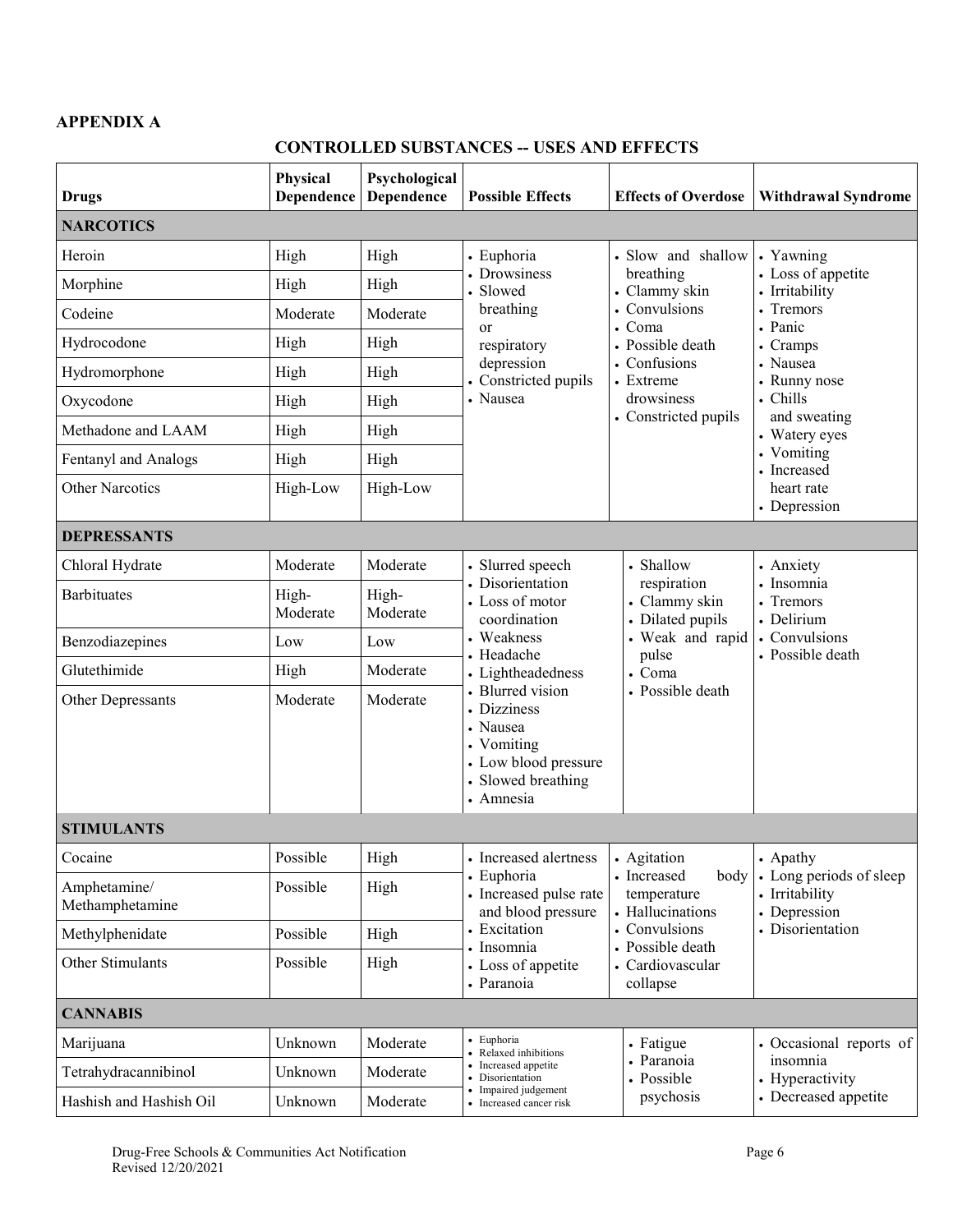## APPENDIX A

### CONTROLLED SUBSTANCES -- USES AND EFFECTS

| Drugs | Physical Dependence | Psychological Dependence | Possible Effects | Effects of Overdose | Withdrawal Syndrome |
|---|---|---|---|---|---|
| **NARCOTICS** | | | | | |
| Heroin | High | High | • Euphoria<br>• Drowsiness<br>• Slowed breathing or respiratory depression<br>• Constricted pupils<br>• Nausea | • Slow and shallow breathing<br>• Clammy skin<br>• Convulsions<br>• Coma<br>• Possible death<br>• Confusions<br>• Extreme drowsiness<br>• Constricted pupils | • Yawning<br>• Loss of appetite<br>• Irritability<br>• Tremors<br>• Panic<br>• Cramps<br>• Nausea<br>• Runny nose<br>• Chills and sweating<br>• Watery eyes<br>• Vomiting<br>• Increased heart rate<br>• Depression |
| Morphine | High | High | | | |
| Codeine | Moderate | Moderate | | | |
| Hydrocodone | High | High | | | |
| Hydromorphone | High | High | | | |
| Oxycodone | High | High | | | |
| Methadone and LAAM | High | High | | | |
| Fentanyl and Analogs | High | High | | | |
| Other Narcotics | High-Low | High-Low | | | |
| **DEPRESSANTS** | | | | | |
| Chloral Hydrate | Moderate | Moderate | • Slurred speech<br>• Disorientation<br>• Loss of motor coordination<br>• Weakness<br>• Headache<br>• Lightheadedness<br>• Blurred vision<br>• Dizziness<br>• Nausea<br>• Vomiting<br>• Low blood pressure<br>• Slowed breathing<br>• Amnesia | • Shallow respiration<br>• Clammy skin<br>• Dilated pupils<br>• Weak and rapid pulse<br>• Coma<br>• Possible death | • Anxiety<br>• Insomnia<br>• Tremors<br>• Delirium<br>• Convulsions<br>• Possible death |
| Barbituates | High-Moderate | High-Moderate | | | |
| Benzodiazepines | Low | Low | | | |
| Glutethimide | High | Moderate | | | |
| Other Depressants | Moderate | Moderate | | | |
| **STIMULANTS** | | | | | |
| Cocaine | Possible | High | • Increased alertness<br>• Euphoria<br>• Increased pulse rate and blood pressure<br>• Excitation<br>• Insomnia<br>• Loss of appetite<br>• Paranoia | • Agitation<br>• Increased body temperature<br>• Hallucinations<br>• Convulsions<br>• Possible death<br>• Cardiovascular collapse | • Apathy<br>• Long periods of sleep<br>• Irritability<br>• Depression<br>• Disorientation |
| Amphetamine/ Methamphetamine | Possible | High | | | |
| Methylphenidate | Possible | High | | | |
| Other Stimulants | Possible | High | | | |
| **CANNABIS** | | | | | |
| Marijuana | Unknown | Moderate | • Euphoria<br>• Relaxed inhibitions<br>• Increased appetite<br>• Disorientation<br>• Impaired judgement<br>• Increased cancer risk | • Fatigue<br>• Paranoia<br>• Possible psychosis | • Occasional reports of insomnia<br>• Hyperactivity<br>• Decreased appetite |
| Tetrahydracannibinol | Unknown | Moderate | | | |
| Hashish and Hashish Oil | Unknown | Moderate | | | |

Drug-Free Schools & Communities Act Notification
Revised 12/20/2021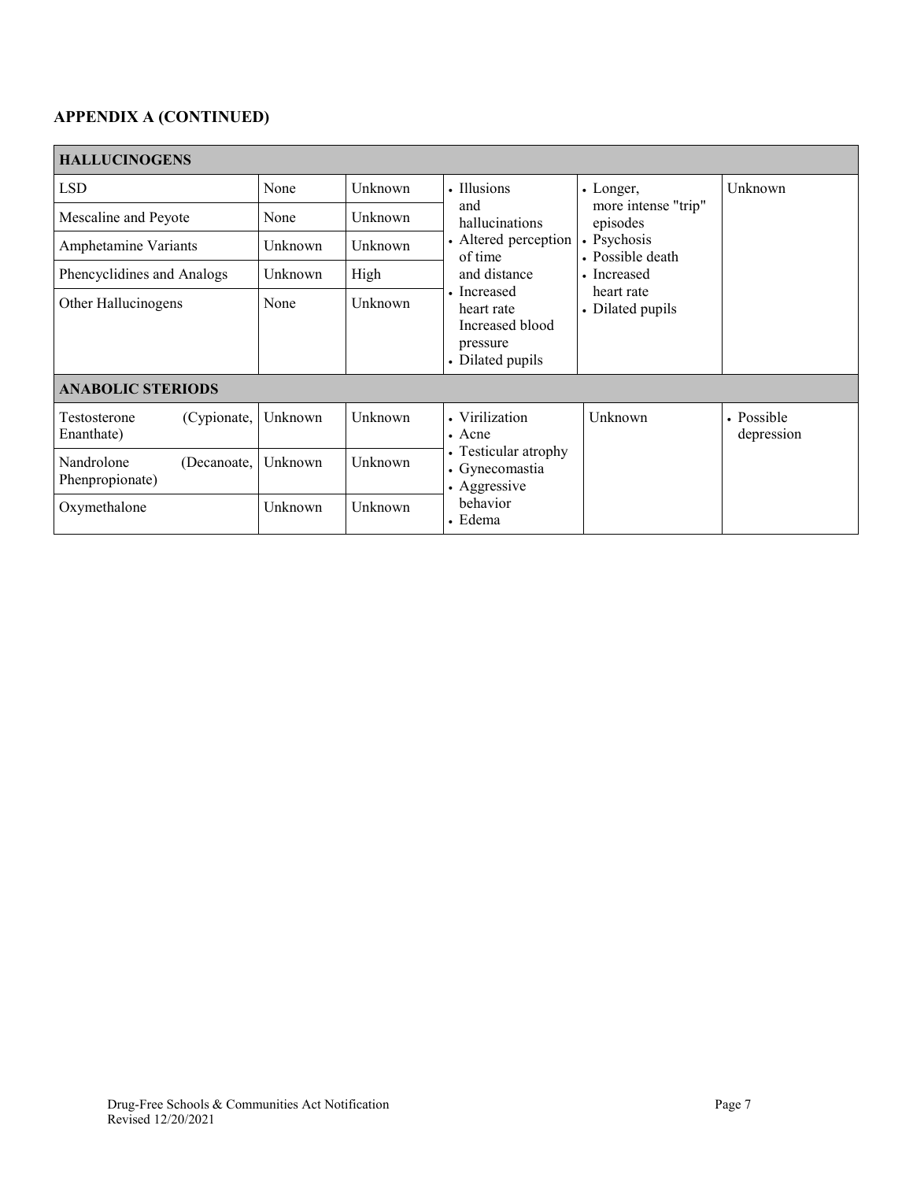## APPENDIX A (CONTINUED)

| **HALLUCINOGENS** | | | | | |
|---|---|---|---|---|---|
| LSD | None | Unknown | • Illusions and hallucinations<br>• Altered perception of time and distance<br>• Increased heart rate Increased blood pressure<br>• Dilated pupils | • Longer, more intense "trip" episodes<br>• Psychosis<br>• Possible death<br>• Increased heart rate<br>• Dilated pupils | Unknown |
| Mescaline and Peyote | None | Unknown | | | |
| Amphetamine Variants | Unknown | Unknown | | | |
| Phencyclidines and Analogs | Unknown | High | | | |
| Other Hallucinogens | None | Unknown | | | |
| **ANABOLIC STERIODS** | | | | | |
| Testosterone (Cypionate, Enanthate) | Unknown | Unknown | • Virilization<br>• Acne<br>• Testicular atrophy<br>• Gynecomastia<br>• Aggressive behavior<br>• Edema | Unknown | • Possible depression |
| Nandrolone (Decanoate, Phenpropionate) | Unknown | Unknown | | | |
| Oxymethalone | Unknown | Unknown | | | |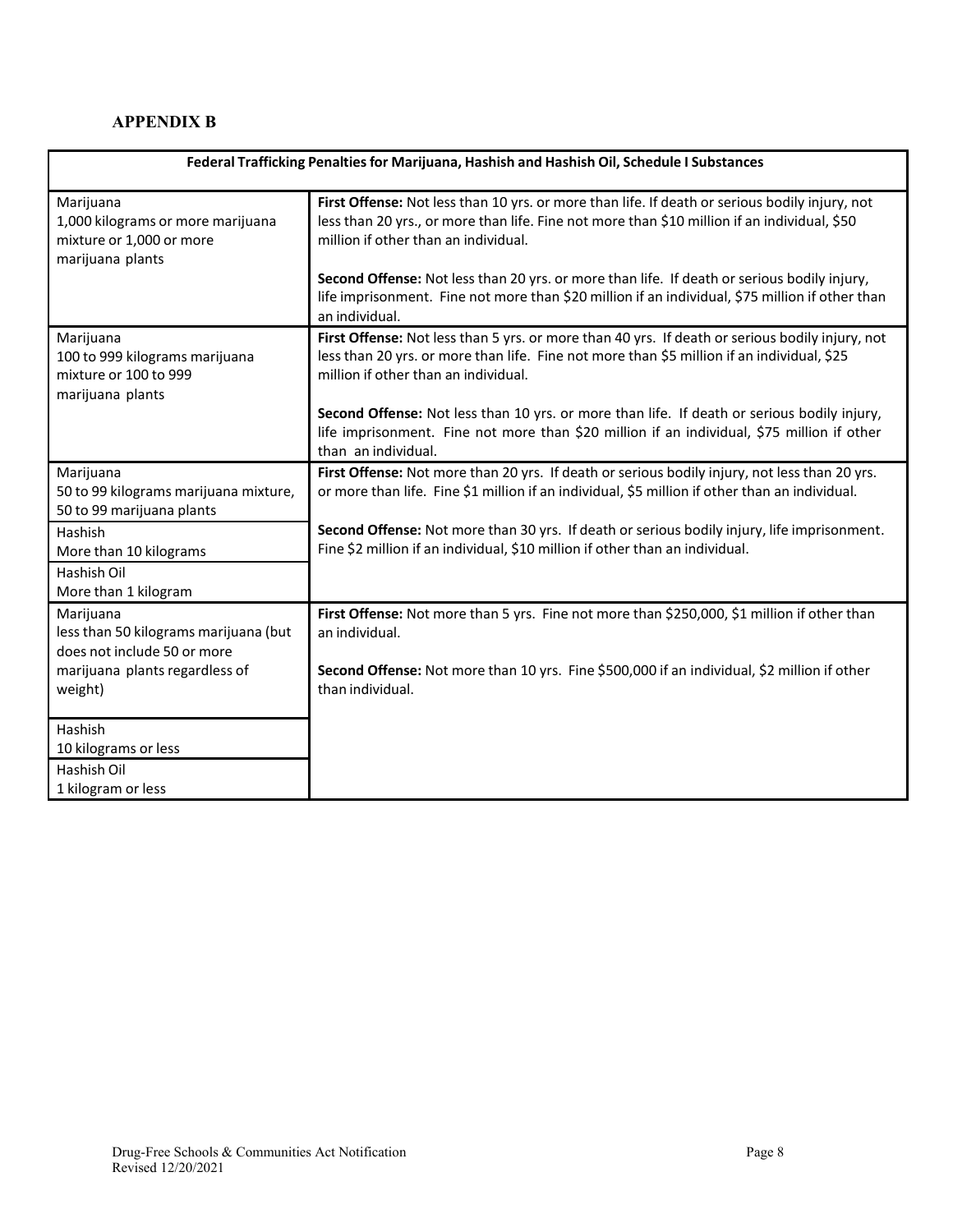## APPENDIX B

| Federal Trafficking Penalties for Marijuana, Hashish and Hashish Oil, Schedule I Substances | |
|---|---|
| Marijuana<br>1,000 kilograms or more marijuana mixture or 1,000 or more marijuana plants | **First Offense:** Not less than 10 yrs. or more than life. If death or serious bodily injury, not less than 20 yrs., or more than life. Fine not more than $10 million if an individual, $50 million if other than an individual.<br><br>**Second Offense:** Not less than 20 yrs. or more than life. If death or serious bodily injury, life imprisonment. Fine not more than $20 million if an individual, $75 million if other than an individual. |
| Marijuana<br>100 to 999 kilograms marijuana mixture or 100 to 999 marijuana plants | **First Offense:** Not less than 5 yrs. or more than 40 yrs. If death or serious bodily injury, not less than 20 yrs. or more than life. Fine not more than $5 million if an individual, $25 million if other than an individual.<br><br>**Second Offense:** Not less than 10 yrs. or more than life. If death or serious bodily injury, life imprisonment. Fine not more than $20 million if an individual, $75 million if other than an individual. |
| Marijuana<br>50 to 99 kilograms marijuana mixture, 50 to 99 marijuana plants<br><br>Hashish<br>More than 10 kilograms<br><br>Hashish Oil<br>More than 1 kilogram | **First Offense:** Not more than 20 yrs. If death or serious bodily injury, not less than 20 yrs. or more than life. Fine $1 million if an individual, $5 million if other than an individual.<br><br>**Second Offense:** Not more than 30 yrs. If death or serious bodily injury, life imprisonment. Fine $2 million if an individual, $10 million if other than an individual. |
| Marijuana<br>less than 50 kilograms marijuana (but does not include 50 or more marijuana plants regardless of weight)<br><br>Hashish<br>10 kilograms or less<br><br>Hashish Oil<br>1 kilogram or less | **First Offense:** Not more than 5 yrs. Fine not more than $250,000, $1 million if other than an individual.<br><br>**Second Offense:** Not more than 10 yrs. Fine $500,000 if an individual, $2 million if other than individual. |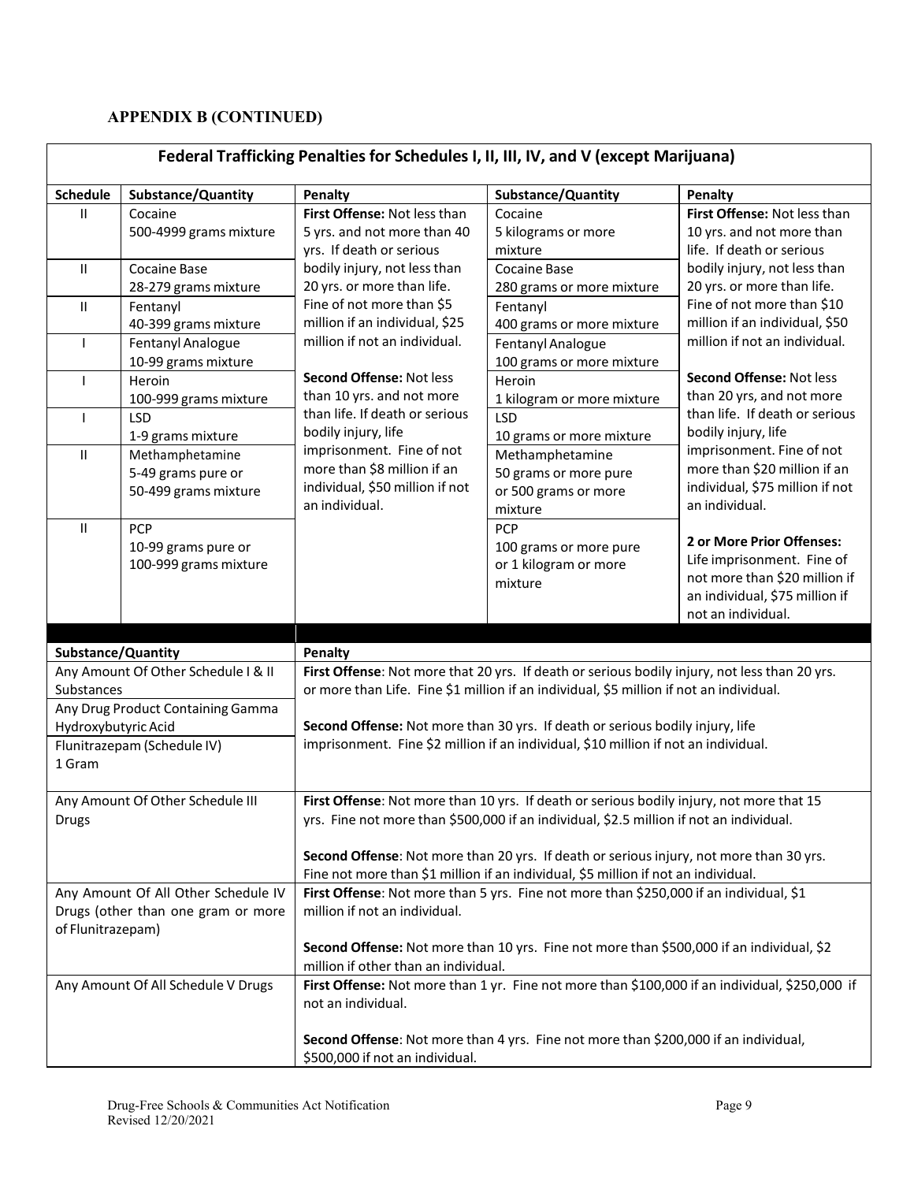### APPENDIX B (CONTINUED)

**Federal Trafficking Penalties for Schedules I, II, III, IV, and V (except Marijuana)**

| Schedule | Substance/Quantity | Penalty | Substance/Quantity | Penalty |
|---|---|---|---|---|
| II | Cocaine 500-4999 grams mixture | **First Offense:** Not less than 5 yrs. and not more than 40 yrs. If death or serious bodily injury, not less than 20 yrs. or more than life. Fine of not more than $5 million if an individual, $25 million if not an individual. **Second Offense:** Not less than 10 yrs. and not more than life. If death or serious bodily injury, life imprisonment. Fine of not more than $8 million if an individual, $50 million if not an individual. | Cocaine 5 kilograms or more mixture | **First Offense:** Not less than 10 yrs. and not more than life. If death or serious bodily injury, not less than 20 yrs. or more than life. Fine of not more than $10 million if an individual, $50 million if not an individual. **Second Offense:** Not less than 20 yrs, and not more than life. If death or serious bodily injury, life imprisonment. Fine of not more than $20 million if an individual, $75 million if not an individual. **2 or More Prior Offenses:** Life imprisonment. Fine of not more than $20 million if an individual, $75 million if not an individual. |
| II | Cocaine Base 28-279 grams mixture | | Cocaine Base 280 grams or more mixture | |
| II | Fentanyl 40-399 grams mixture | | Fentanyl 400 grams or more mixture | |
| I | Fentanyl Analogue 10-99 grams mixture | | Fentanyl Analogue 100 grams or more mixture | |
| I | Heroin 100-999 grams mixture | | Heroin 1 kilogram or more mixture | |
| I | LSD 1-9 grams mixture | | LSD 10 grams or more mixture | |
| II | Methamphetamine 5-49 grams pure or 50-499 grams mixture | | Methamphetamine 50 grams or more pure or 500 grams or more mixture | |
| II | PCP 10-99 grams pure or 100-999 grams mixture | | PCP 100 grams or more pure or 1 kilogram or more mixture | |

| Substance/Quantity | Penalty |
|---|---|
| Any Amount Of Other Schedule I & II Substances<br>Any Drug Product Containing Gamma Hydroxybutyric Acid<br>Flunitrazepam (Schedule IV) 1 Gram | **First Offense**: Not more that 20 yrs. If death or serious bodily injury, not less than 20 yrs. or more than Life. Fine $1 million if an individual, $5 million if not an individual.<br><br>**Second Offense:** Not more than 30 yrs. If death or serious bodily injury, life imprisonment. Fine $2 million if an individual, $10 million if not an individual. |
| Any Amount Of Other Schedule III Drugs | **First Offense**: Not more than 10 yrs. If death or serious bodily injury, not more that 15 yrs. Fine not more than $500,000 if an individual, $2.5 million if not an individual.<br><br>**Second Offense**: Not more than 20 yrs. If death or serious injury, not more than 30 yrs. Fine not more than $1 million if an individual, $5 million if not an individual. |
| Any Amount Of All Other Schedule IV Drugs (other than one gram or more of Flunitrazepam) | **First Offense**: Not more than 5 yrs. Fine not more than $250,000 if an individual, $1 million if not an individual.<br><br>**Second Offense:** Not more than 10 yrs. Fine not more than $500,000 if an individual, $2 million if other than an individual. |
| Any Amount Of All Schedule V Drugs | **First Offense:** Not more than 1 yr. Fine not more than $100,000 if an individual, $250,000 if not an individual.<br><br>**Second Offense**: Not more than 4 yrs. Fine not more than $200,000 if an individual, $500,000 if not an individual. |

Drug-Free Schools & Communities Act Notification
Revised 12/20/2021